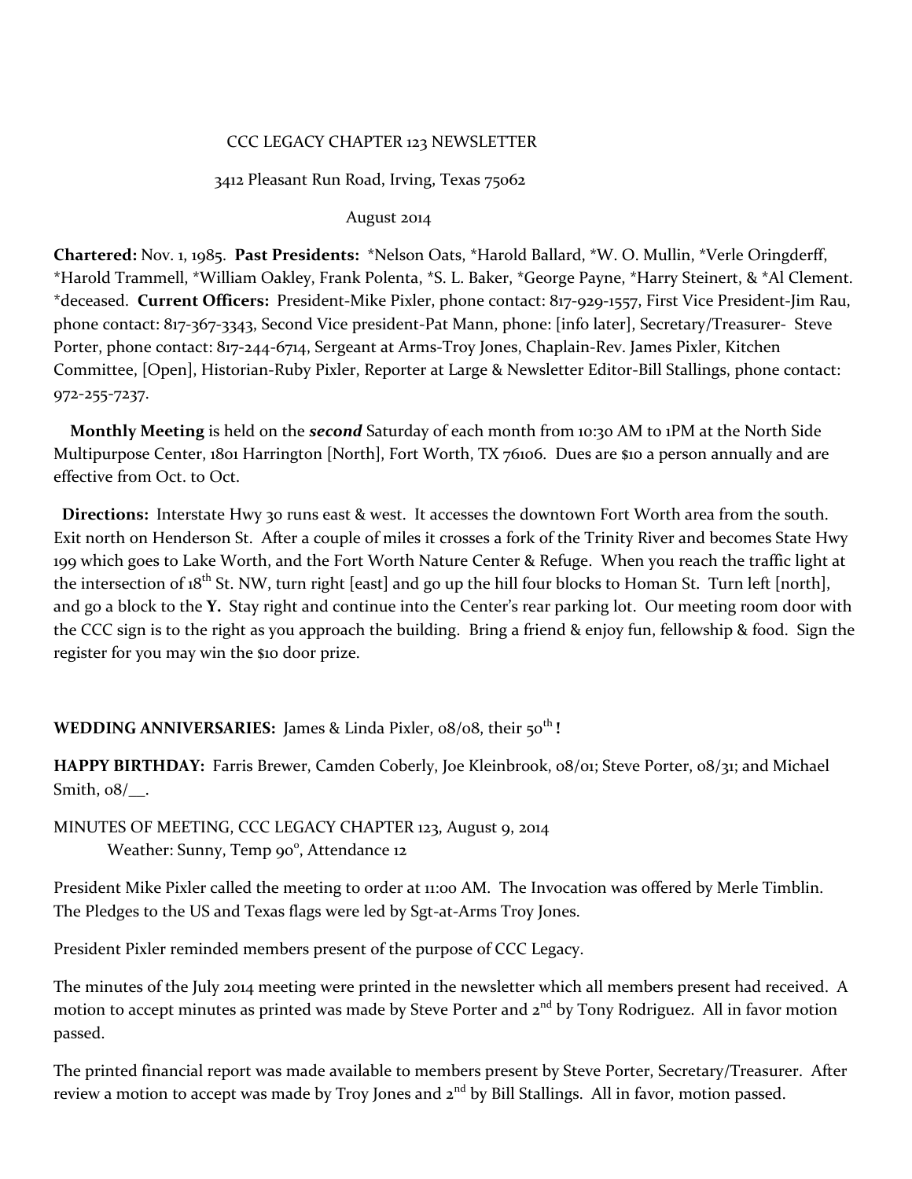CCC LEGACY CHAPTER 123 NEWSLETTER

3412 Pleasant Run Road, Irving, Texas 75062

August 2014

**Chartered:** Nov. 1, 1985. **Past Presidents:** *Nelson Oats, *Harold Ballard, *W. O. Mullin, *Verle Oringderff, *Harold Trammell, *William Oakley, Frank Polenta, *S. L. Baker, *George Payne, *Harry Steinert, & *Al Clement. *deceased. **Current Officers:** President-Mike Pixler, phone contact: 817-929-1557, First Vice President-Jim Rau, phone contact: 817-367-3343, Second Vice president-Pat Mann, phone: [info later], Secretary/Treasurer- Steve Porter, phone contact: 817-244-6714, Sergeant at Arms-Troy Jones, Chaplain-Rev. James Pixler, Kitchen Committee, [Open], Historian-Ruby Pixler, Reporter at Large & Newsletter Editor-Bill Stallings, phone contact: 972-255-7237.

**Monthly Meeting** is held on the ***second*** Saturday of each month from 10:30 AM to 1PM at the North Side Multipurpose Center, 1801 Harrington [North], Fort Worth, TX 76106. Dues are $10 a person annually and are effective from Oct. to Oct.

**Directions:** Interstate Hwy 30 runs east & west. It accesses the downtown Fort Worth area from the south. Exit north on Henderson St. After a couple of miles it crosses a fork of the Trinity River and becomes State Hwy 199 which goes to Lake Worth, and the Fort Worth Nature Center & Refuge. When you reach the traffic light at the intersection of 18th St. NW, turn right [east] and go up the hill four blocks to Homan St. Turn left [north], and go a block to the **Y.** Stay right and continue into the Center's rear parking lot. Our meeting room door with the CCC sign is to the right as you approach the building. Bring a friend & enjoy fun, fellowship & food. Sign the register for you may win the $10 door prize.

**WEDDING ANNIVERSARIES:** James & Linda Pixler, 08/08, their 50th **!**

**HAPPY BIRTHDAY:** Farris Brewer, Camden Coberly, Joe Kleinbrook, 08/01; Steve Porter, 08/31; and Michael Smith, 08/__.

MINUTES OF MEETING, CCC LEGACY CHAPTER 123, August 9, 2014
Weather: Sunny, Temp 90°, Attendance 12

President Mike Pixler called the meeting to order at 11:00 AM. The Invocation was offered by Merle Timblin. The Pledges to the US and Texas flags were led by Sgt-at-Arms Troy Jones.

President Pixler reminded members present of the purpose of CCC Legacy.

The minutes of the July 2014 meeting were printed in the newsletter which all members present had received. A motion to accept minutes as printed was made by Steve Porter and 2nd by Tony Rodriguez. All in favor motion passed.

The printed financial report was made available to members present by Steve Porter, Secretary/Treasurer. After review a motion to accept was made by Troy Jones and 2nd by Bill Stallings. All in favor, motion passed.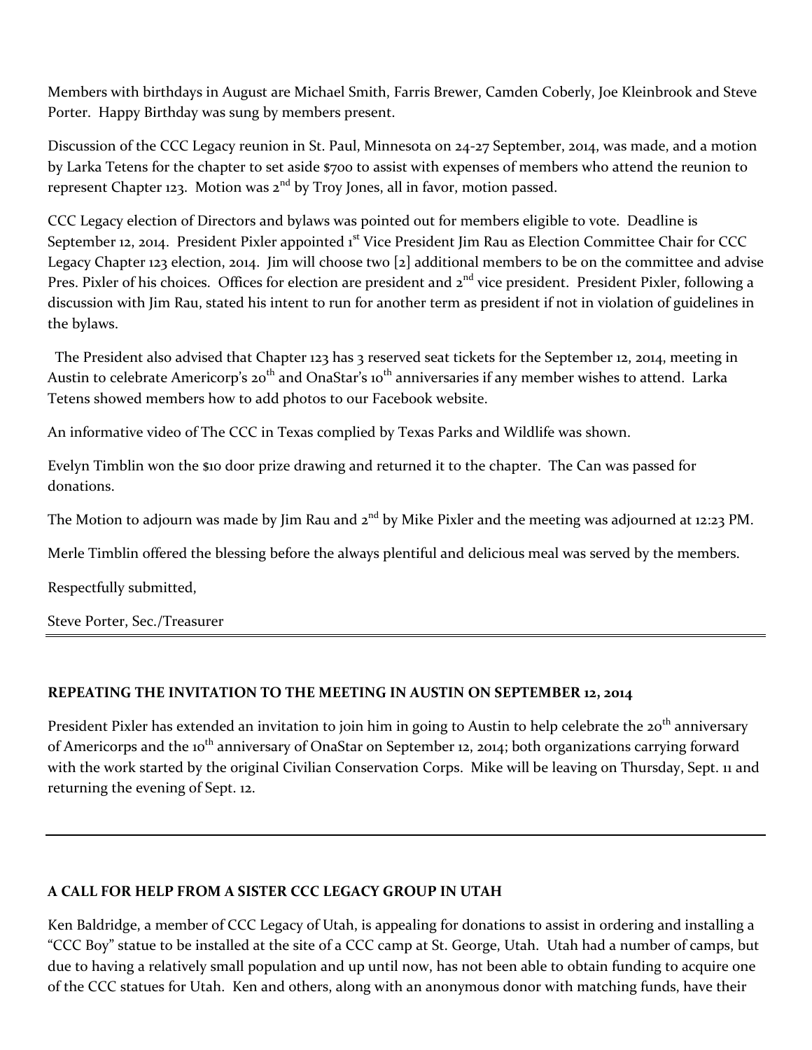Members with birthdays in August are Michael Smith, Farris Brewer, Camden Coberly, Joe Kleinbrook and Steve Porter. Happy Birthday was sung by members present.

Discussion of the CCC Legacy reunion in St. Paul, Minnesota on 24-27 September, 2014, was made, and a motion by Larka Tetens for the chapter to set aside $700 to assist with expenses of members who attend the reunion to represent Chapter 123. Motion was 2nd by Troy Jones, all in favor, motion passed.

CCC Legacy election of Directors and bylaws was pointed out for members eligible to vote. Deadline is September 12, 2014. President Pixler appointed 1st Vice President Jim Rau as Election Committee Chair for CCC Legacy Chapter 123 election, 2014. Jim will choose two [2] additional members to be on the committee and advise Pres. Pixler of his choices. Offices for election are president and 2nd vice president. President Pixler, following a discussion with Jim Rau, stated his intent to run for another term as president if not in violation of guidelines in the bylaws.

The President also advised that Chapter 123 has 3 reserved seat tickets for the September 12, 2014, meeting in Austin to celebrate Americorp's 20th and OnaStar's 10th anniversaries if any member wishes to attend. Larka Tetens showed members how to add photos to our Facebook website.

An informative video of The CCC in Texas complied by Texas Parks and Wildlife was shown.

Evelyn Timblin won the $10 door prize drawing and returned it to the chapter. The Can was passed for donations.

The Motion to adjourn was made by Jim Rau and 2nd by Mike Pixler and the meeting was adjourned at 12:23 PM.

Merle Timblin offered the blessing before the always plentiful and delicious meal was served by the members.

Respectfully submitted,

Steve Porter, Sec./Treasurer

---

**REPEATING THE INVITATION TO THE MEETING IN AUSTIN ON SEPTEMBER 12, 2014**

President Pixler has extended an invitation to join him in going to Austin to help celebrate the 20th anniversary of Americorps and the 10th anniversary of OnaStar on September 12, 2014; both organizations carrying forward with the work started by the original Civilian Conservation Corps. Mike will be leaving on Thursday, Sept. 11 and returning the evening of Sept. 12.

---

**A CALL FOR HELP FROM A SISTER CCC LEGACY GROUP IN UTAH**

Ken Baldridge, a member of CCC Legacy of Utah, is appealing for donations to assist in ordering and installing a "CCC Boy" statue to be installed at the site of a CCC camp at St. George, Utah. Utah had a number of camps, but due to having a relatively small population and up until now, has not been able to obtain funding to acquire one of the CCC statues for Utah. Ken and others, along with an anonymous donor with matching funds, have their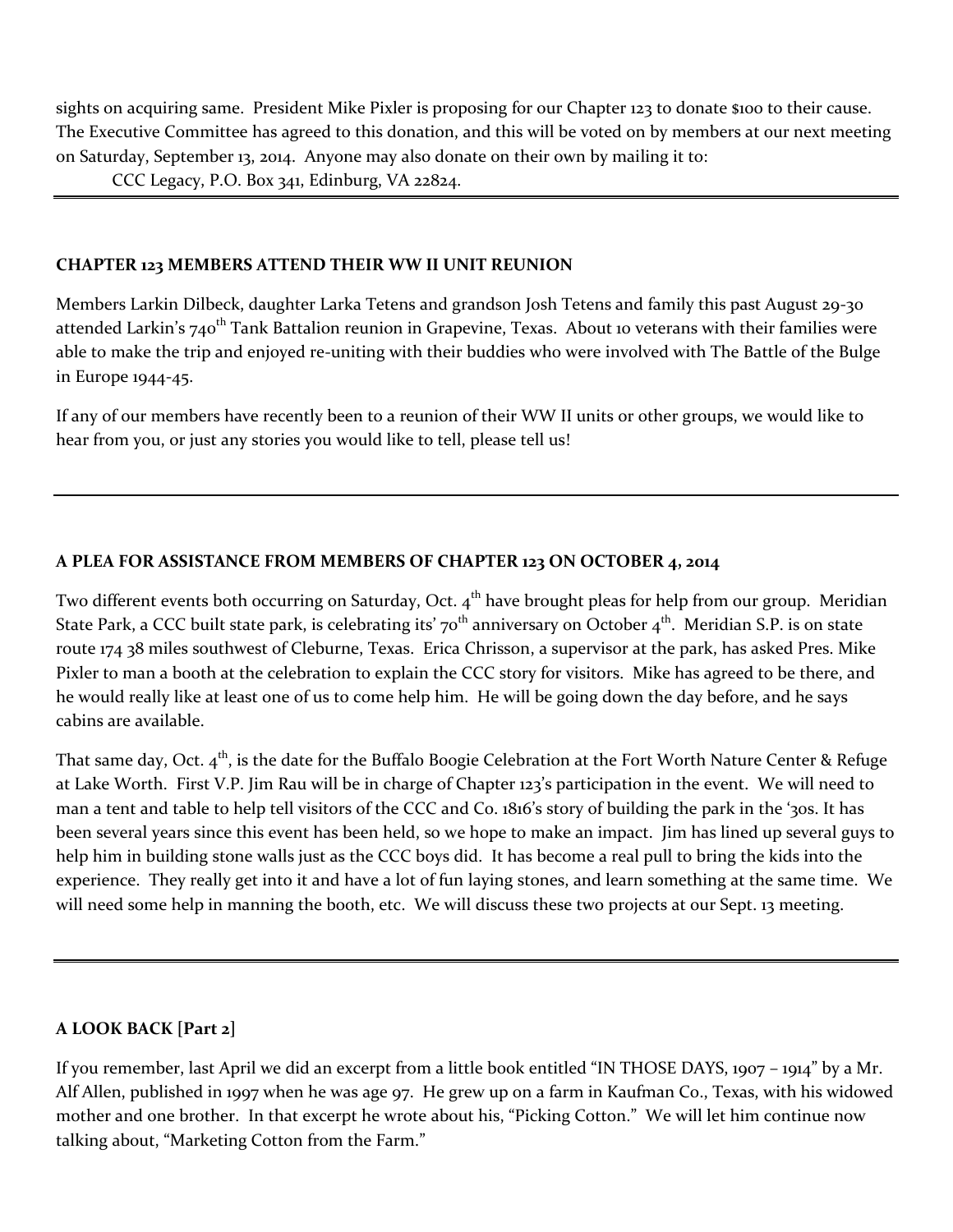sights on acquiring same. President Mike Pixler is proposing for our Chapter 123 to donate $100 to their cause. The Executive Committee has agreed to this donation, and this will be voted on by members at our next meeting on Saturday, September 13, 2014. Anyone may also donate on their own by mailing it to:

CCC Legacy, P.O. Box 341, Edinburg, VA 22824.

---

**CHAPTER 123 MEMBERS ATTEND THEIR WW II UNIT REUNION**

Members Larkin Dilbeck, daughter Larka Tetens and grandson Josh Tetens and family this past August 29-30 attended Larkin's 740th Tank Battalion reunion in Grapevine, Texas. About 10 veterans with their families were able to make the trip and enjoyed re-uniting with their buddies who were involved with The Battle of the Bulge in Europe 1944-45.

If any of our members have recently been to a reunion of their WW II units or other groups, we would like to hear from you, or just any stories you would like to tell, please tell us!

---

**A PLEA FOR ASSISTANCE FROM MEMBERS OF CHAPTER 123 ON OCTOBER 4, 2014**

Two different events both occurring on Saturday, Oct. 4th have brought pleas for help from our group. Meridian State Park, a CCC built state park, is celebrating its' 70th anniversary on October 4th. Meridian S.P. is on state route 174 38 miles southwest of Cleburne, Texas. Erica Chrisson, a supervisor at the park, has asked Pres. Mike Pixler to man a booth at the celebration to explain the CCC story for visitors. Mike has agreed to be there, and he would really like at least one of us to come help him. He will be going down the day before, and he says cabins are available.

That same day, Oct. 4th, is the date for the Buffalo Boogie Celebration at the Fort Worth Nature Center & Refuge at Lake Worth. First V.P. Jim Rau will be in charge of Chapter 123's participation in the event. We will need to man a tent and table to help tell visitors of the CCC and Co. 1816's story of building the park in the '30s. It has been several years since this event has been held, so we hope to make an impact. Jim has lined up several guys to help him in building stone walls just as the CCC boys did. It has become a real pull to bring the kids into the experience. They really get into it and have a lot of fun laying stones, and learn something at the same time. We will need some help in manning the booth, etc. We will discuss these two projects at our Sept. 13 meeting.

---

**A LOOK BACK [Part 2]**

If you remember, last April we did an excerpt from a little book entitled "IN THOSE DAYS, 1907 – 1914" by a Mr. Alf Allen, published in 1997 when he was age 97. He grew up on a farm in Kaufman Co., Texas, with his widowed mother and one brother. In that excerpt he wrote about his, "Picking Cotton." We will let him continue now talking about, "Marketing Cotton from the Farm."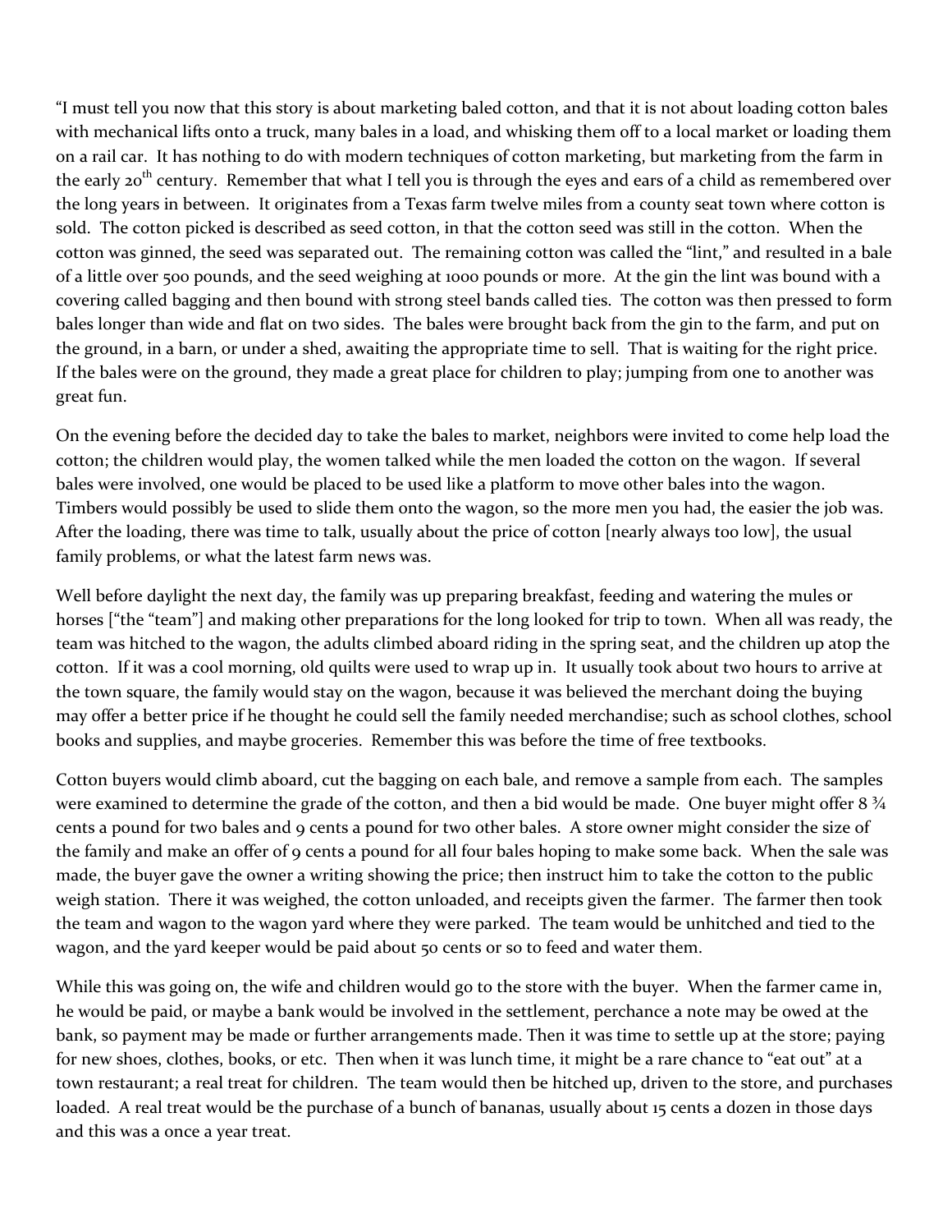"I must tell you now that this story is about marketing baled cotton, and that it is not about loading cotton bales with mechanical lifts onto a truck, many bales in a load, and whisking them off to a local market or loading them on a rail car. It has nothing to do with modern techniques of cotton marketing, but marketing from the farm in the early 20th century. Remember that what I tell you is through the eyes and ears of a child as remembered over the long years in between. It originates from a Texas farm twelve miles from a county seat town where cotton is sold. The cotton picked is described as seed cotton, in that the cotton seed was still in the cotton. When the cotton was ginned, the seed was separated out. The remaining cotton was called the "lint," and resulted in a bale of a little over 500 pounds, and the seed weighing at 1000 pounds or more. At the gin the lint was bound with a covering called bagging and then bound with strong steel bands called ties. The cotton was then pressed to form bales longer than wide and flat on two sides. The bales were brought back from the gin to the farm, and put on the ground, in a barn, or under a shed, awaiting the appropriate time to sell. That is waiting for the right price. If the bales were on the ground, they made a great place for children to play; jumping from one to another was great fun.

On the evening before the decided day to take the bales to market, neighbors were invited to come help load the cotton; the children would play, the women talked while the men loaded the cotton on the wagon. If several bales were involved, one would be placed to be used like a platform to move other bales into the wagon. Timbers would possibly be used to slide them onto the wagon, so the more men you had, the easier the job was. After the loading, there was time to talk, usually about the price of cotton [nearly always too low], the usual family problems, or what the latest farm news was.

Well before daylight the next day, the family was up preparing breakfast, feeding and watering the mules or horses ["the "team"] and making other preparations for the long looked for trip to town. When all was ready, the team was hitched to the wagon, the adults climbed aboard riding in the spring seat, and the children up atop the cotton. If it was a cool morning, old quilts were used to wrap up in. It usually took about two hours to arrive at the town square, the family would stay on the wagon, because it was believed the merchant doing the buying may offer a better price if he thought he could sell the family needed merchandise; such as school clothes, school books and supplies, and maybe groceries. Remember this was before the time of free textbooks.

Cotton buyers would climb aboard, cut the bagging on each bale, and remove a sample from each. The samples were examined to determine the grade of the cotton, and then a bid would be made. One buyer might offer 8 ¾ cents a pound for two bales and 9 cents a pound for two other bales. A store owner might consider the size of the family and make an offer of 9 cents a pound for all four bales hoping to make some back. When the sale was made, the buyer gave the owner a writing showing the price; then instruct him to take the cotton to the public weigh station. There it was weighed, the cotton unloaded, and receipts given the farmer. The farmer then took the team and wagon to the wagon yard where they were parked. The team would be unhitched and tied to the wagon, and the yard keeper would be paid about 50 cents or so to feed and water them.

While this was going on, the wife and children would go to the store with the buyer. When the farmer came in, he would be paid, or maybe a bank would be involved in the settlement, perchance a note may be owed at the bank, so payment may be made or further arrangements made. Then it was time to settle up at the store; paying for new shoes, clothes, books, or etc. Then when it was lunch time, it might be a rare chance to "eat out" at a town restaurant; a real treat for children. The team would then be hitched up, driven to the store, and purchases loaded. A real treat would be the purchase of a bunch of bananas, usually about 15 cents a dozen in those days and this was a once a year treat.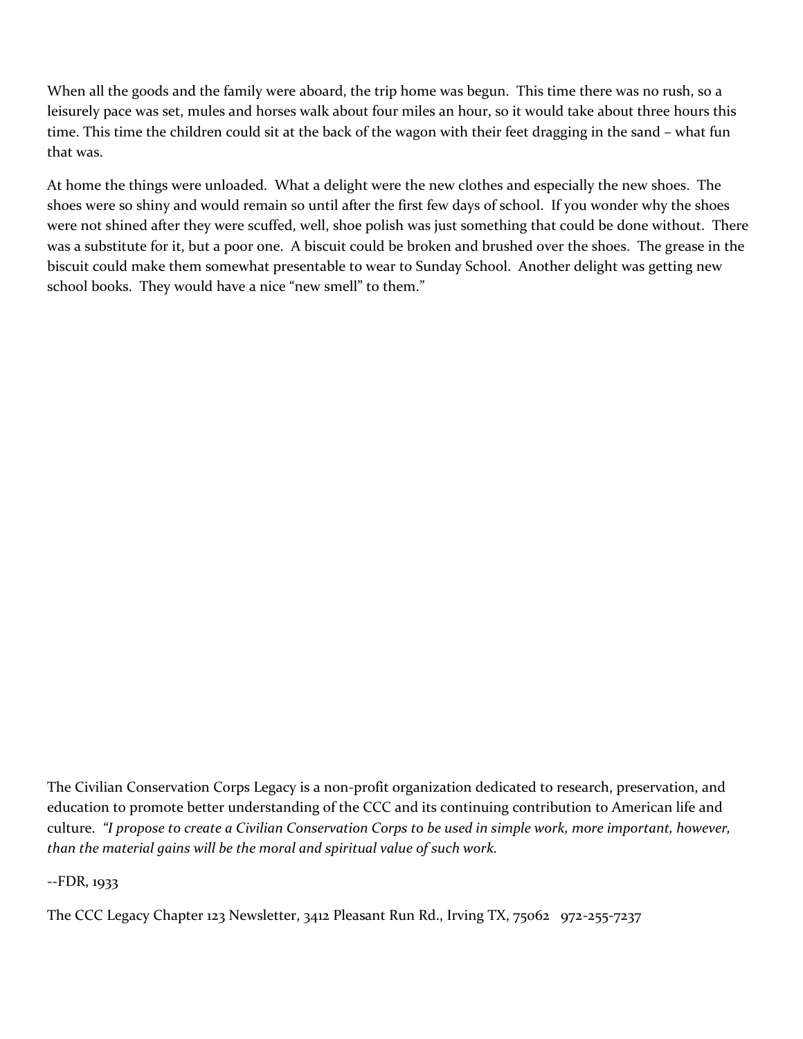When all the goods and the family were aboard, the trip home was begun. This time there was no rush, so a leisurely pace was set, mules and horses walk about four miles an hour, so it would take about three hours this time. This time the children could sit at the back of the wagon with their feet dragging in the sand – what fun that was.

At home the things were unloaded. What a delight were the new clothes and especially the new shoes. The shoes were so shiny and would remain so until after the first few days of school. If you wonder why the shoes were not shined after they were scuffed, well, shoe polish was just something that could be done without. There was a substitute for it, but a poor one. A biscuit could be broken and brushed over the shoes. The grease in the biscuit could make them somewhat presentable to wear to Sunday School. Another delight was getting new school books. They would have a nice "new smell" to them."

The Civilian Conservation Corps Legacy is a non-profit organization dedicated to research, preservation, and education to promote better understanding of the CCC and its continuing contribution to American life and culture. *"I propose to create a Civilian Conservation Corps to be used in simple work, more important, however, than the material gains will be the moral and spiritual value of such work.*

--FDR, 1933

The CCC Legacy Chapter 123 Newsletter, 3412 Pleasant Run Rd., Irving TX, 75062 972-255-7237